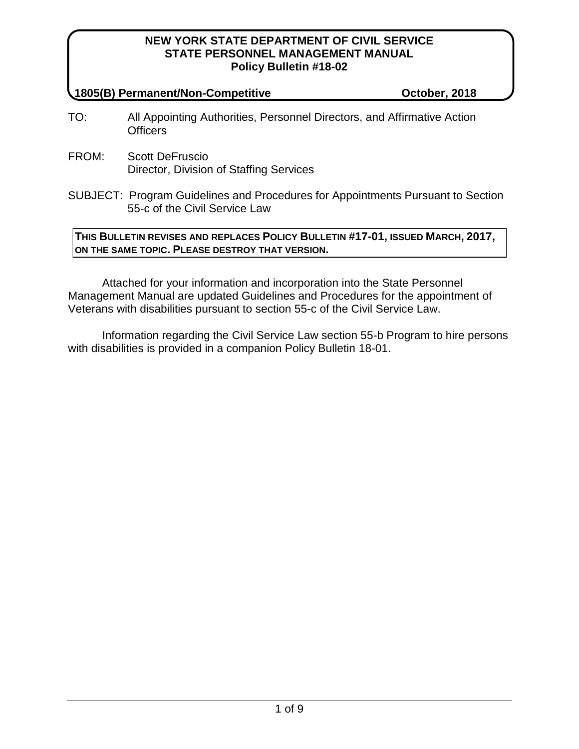**NEW YORK STATE DEPARTMENT OF CIVIL SERVICE**
**STATE PERSONNEL MANAGEMENT MANUAL**
**Policy Bulletin #18-02**

**1805(B) Permanent/Non-Competitive** **October, 2018**

TO: All Appointing Authorities, Personnel Directors, and Affirmative Action Officers

FROM: Scott DeFruscio
Director, Division of Staffing Services

SUBJECT: Program Guidelines and Procedures for Appointments Pursuant to Section 55-c of the Civil Service Law

**THIS BULLETIN REVISES AND REPLACES POLICY BULLETIN #17-01, ISSUED MARCH, 2017, ON THE SAME TOPIC. PLEASE DESTROY THAT VERSION.**

Attached for your information and incorporation into the State Personnel Management Manual are updated Guidelines and Procedures for the appointment of Veterans with disabilities pursuant to section 55-c of the Civil Service Law.

Information regarding the Civil Service Law section 55-b Program to hire persons with disabilities is provided in a companion Policy Bulletin 18-01.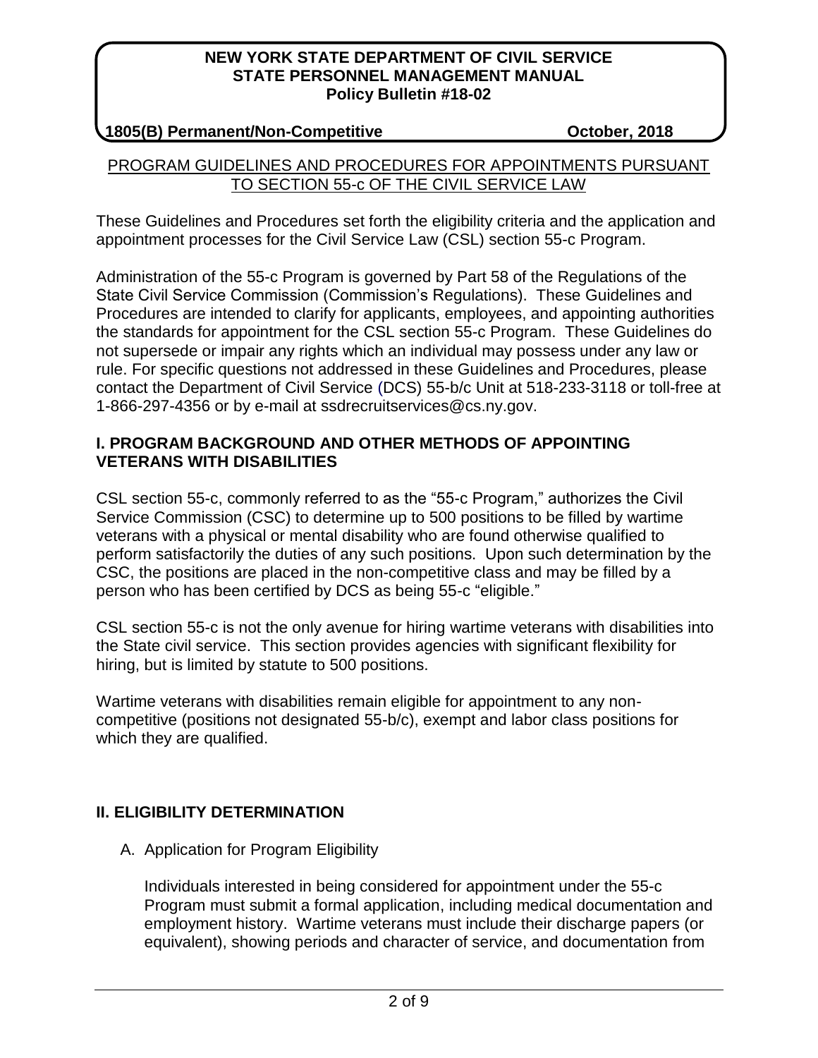**NEW YORK STATE DEPARTMENT OF CIVIL SERVICE**
**STATE PERSONNEL MANAGEMENT MANUAL**
**Policy Bulletin #18-02**

**1805(B) Permanent/Non-Competitive** **October, 2018**

PROGRAM GUIDELINES AND PROCEDURES FOR APPOINTMENTS PURSUANT TO SECTION 55-c OF THE CIVIL SERVICE LAW

These Guidelines and Procedures set forth the eligibility criteria and the application and appointment processes for the Civil Service Law (CSL) section 55-c Program.

Administration of the 55-c Program is governed by Part 58 of the Regulations of the State Civil Service Commission (Commission's Regulations). These Guidelines and Procedures are intended to clarify for applicants, employees, and appointing authorities the standards for appointment for the CSL section 55-c Program. These Guidelines do not supersede or impair any rights which an individual may possess under any law or rule. For specific questions not addressed in these Guidelines and Procedures, please contact the Department of Civil Service (DCS) 55-b/c Unit at 518-233-3118 or toll-free at 1-866-297-4356 or by e-mail at ssdrecruitservices@cs.ny.gov.

## I. PROGRAM BACKGROUND AND OTHER METHODS OF APPOINTING VETERANS WITH DISABILITIES

CSL section 55-c, commonly referred to as the "55-c Program," authorizes the Civil Service Commission (CSC) to determine up to 500 positions to be filled by wartime veterans with a physical or mental disability who are found otherwise qualified to perform satisfactorily the duties of any such positions. Upon such determination by the CSC, the positions are placed in the non-competitive class and may be filled by a person who has been certified by DCS as being 55-c "eligible."

CSL section 55-c is not the only avenue for hiring wartime veterans with disabilities into the State civil service. This section provides agencies with significant flexibility for hiring, but is limited by statute to 500 positions.

Wartime veterans with disabilities remain eligible for appointment to any non-competitive (positions not designated 55-b/c), exempt and labor class positions for which they are qualified.

## II. ELIGIBILITY DETERMINATION

A. Application for Program Eligibility

Individuals interested in being considered for appointment under the 55-c Program must submit a formal application, including medical documentation and employment history. Wartime veterans must include their discharge papers (or equivalent), showing periods and character of service, and documentation from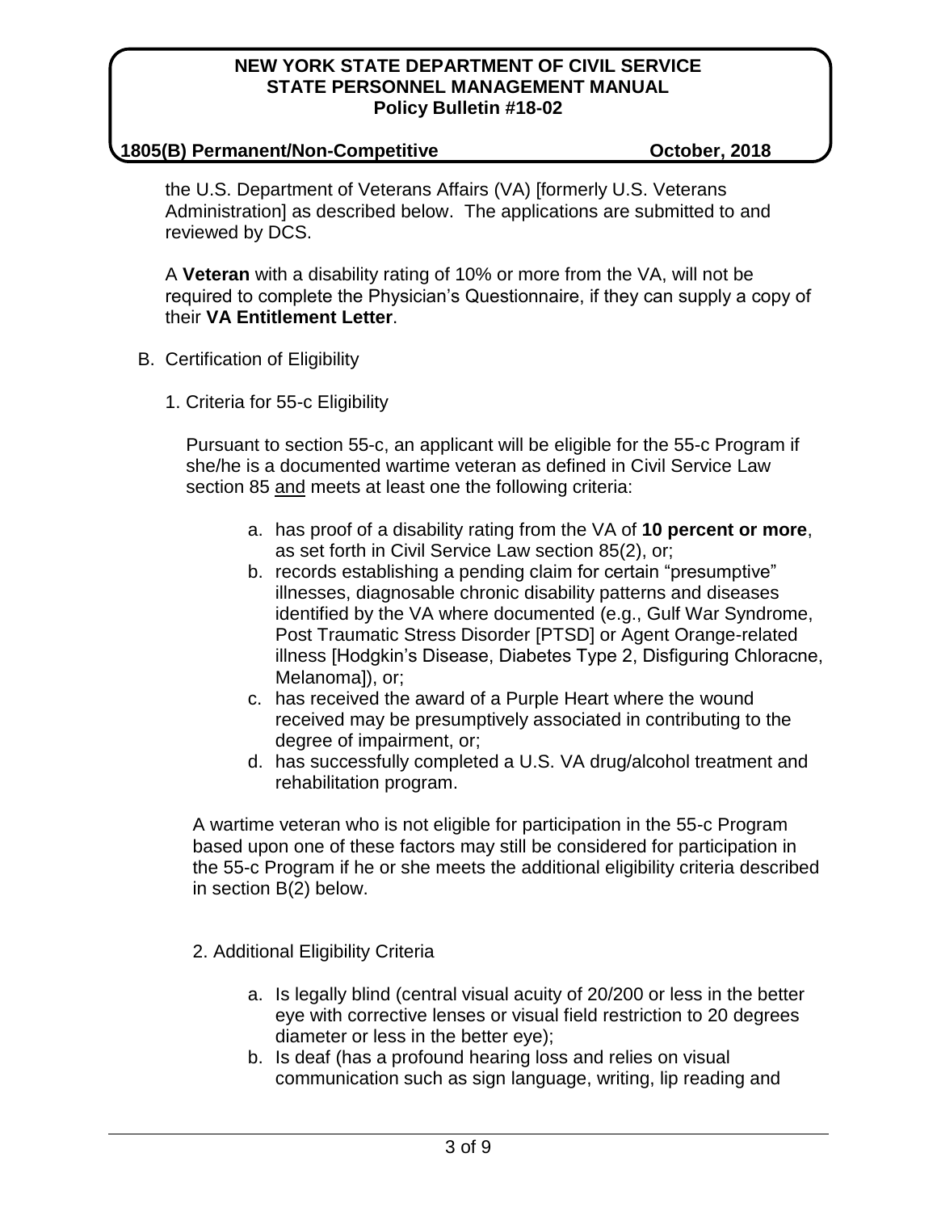the U.S. Department of Veterans Affairs (VA) [formerly U.S. Veterans Administration] as described below. The applications are submitted to and reviewed by DCS.

A **Veteran** with a disability rating of 10% or more from the VA, will not be required to complete the Physician's Questionnaire, if they can supply a copy of their **VA Entitlement Letter**.

B. Certification of Eligibility

1. Criteria for 55-c Eligibility

Pursuant to section 55-c, an applicant will be eligible for the 55-c Program if she/he is a documented wartime veteran as defined in Civil Service Law section 85 <u>and</u> meets at least one the following criteria:

a. has proof of a disability rating from the VA of **10 percent or more**, as set forth in Civil Service Law section 85(2), or;
b. records establishing a pending claim for certain "presumptive" illnesses, diagnosable chronic disability patterns and diseases identified by the VA where documented (e.g., Gulf War Syndrome, Post Traumatic Stress Disorder [PTSD] or Agent Orange-related illness [Hodgkin's Disease, Diabetes Type 2, Disfiguring Chloracne, Melanoma]), or;
c. has received the award of a Purple Heart where the wound received may be presumptively associated in contributing to the degree of impairment, or;
d. has successfully completed a U.S. VA drug/alcohol treatment and rehabilitation program.

A wartime veteran who is not eligible for participation in the 55-c Program based upon one of these factors may still be considered for participation in the 55-c Program if he or she meets the additional eligibility criteria described in section B(2) below.

2. Additional Eligibility Criteria

a. Is legally blind (central visual acuity of 20/200 or less in the better eye with corrective lenses or visual field restriction to 20 degrees diameter or less in the better eye);
b. Is deaf (has a profound hearing loss and relies on visual communication such as sign language, writing, lip reading and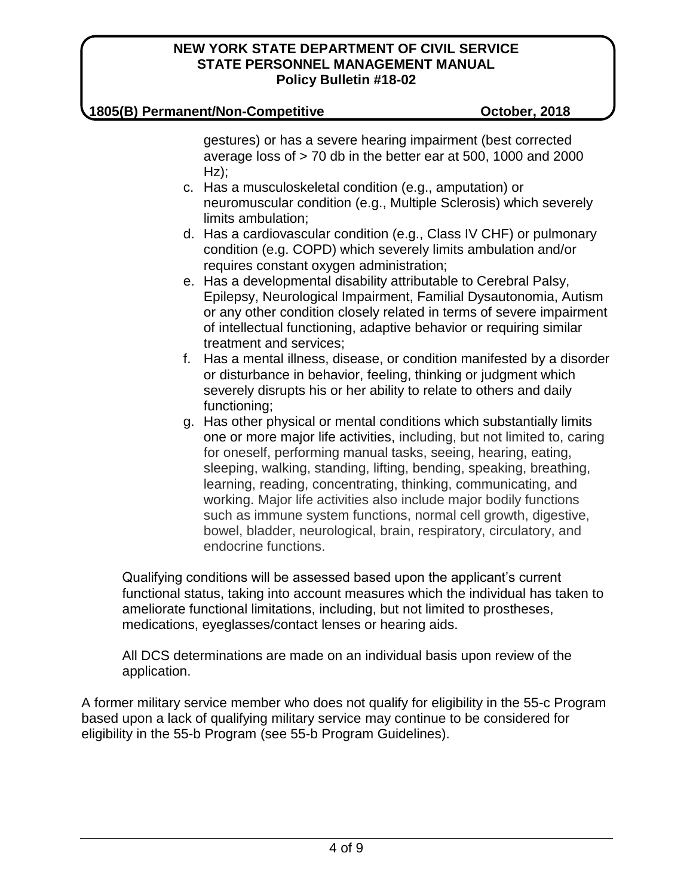gestures) or has a severe hearing impairment (best corrected average loss of > 70 db in the better ear at 500, 1000 and 2000 Hz);

c. Has a musculoskeletal condition (e.g., amputation) or neuromuscular condition (e.g., Multiple Sclerosis) which severely limits ambulation;
d. Has a cardiovascular condition (e.g., Class IV CHF) or pulmonary condition (e.g. COPD) which severely limits ambulation and/or requires constant oxygen administration;
e. Has a developmental disability attributable to Cerebral Palsy, Epilepsy, Neurological Impairment, Familial Dysautonomia, Autism or any other condition closely related in terms of severe impairment of intellectual functioning, adaptive behavior or requiring similar treatment and services;
f. Has a mental illness, disease, or condition manifested by a disorder or disturbance in behavior, feeling, thinking or judgment which severely disrupts his or her ability to relate to others and daily functioning;
g. Has other physical or mental conditions which substantially limits one or more major life activities, including, but not limited to, caring for oneself, performing manual tasks, seeing, hearing, eating, sleeping, walking, standing, lifting, bending, speaking, breathing, learning, reading, concentrating, thinking, communicating, and working. Major life activities also include major bodily functions such as immune system functions, normal cell growth, digestive, bowel, bladder, neurological, brain, respiratory, circulatory, and endocrine functions.

Qualifying conditions will be assessed based upon the applicant's current functional status, taking into account measures which the individual has taken to ameliorate functional limitations, including, but not limited to prostheses, medications, eyeglasses/contact lenses or hearing aids.

All DCS determinations are made on an individual basis upon review of the application.

A former military service member who does not qualify for eligibility in the 55-c Program based upon a lack of qualifying military service may continue to be considered for eligibility in the 55-b Program (see 55-b Program Guidelines).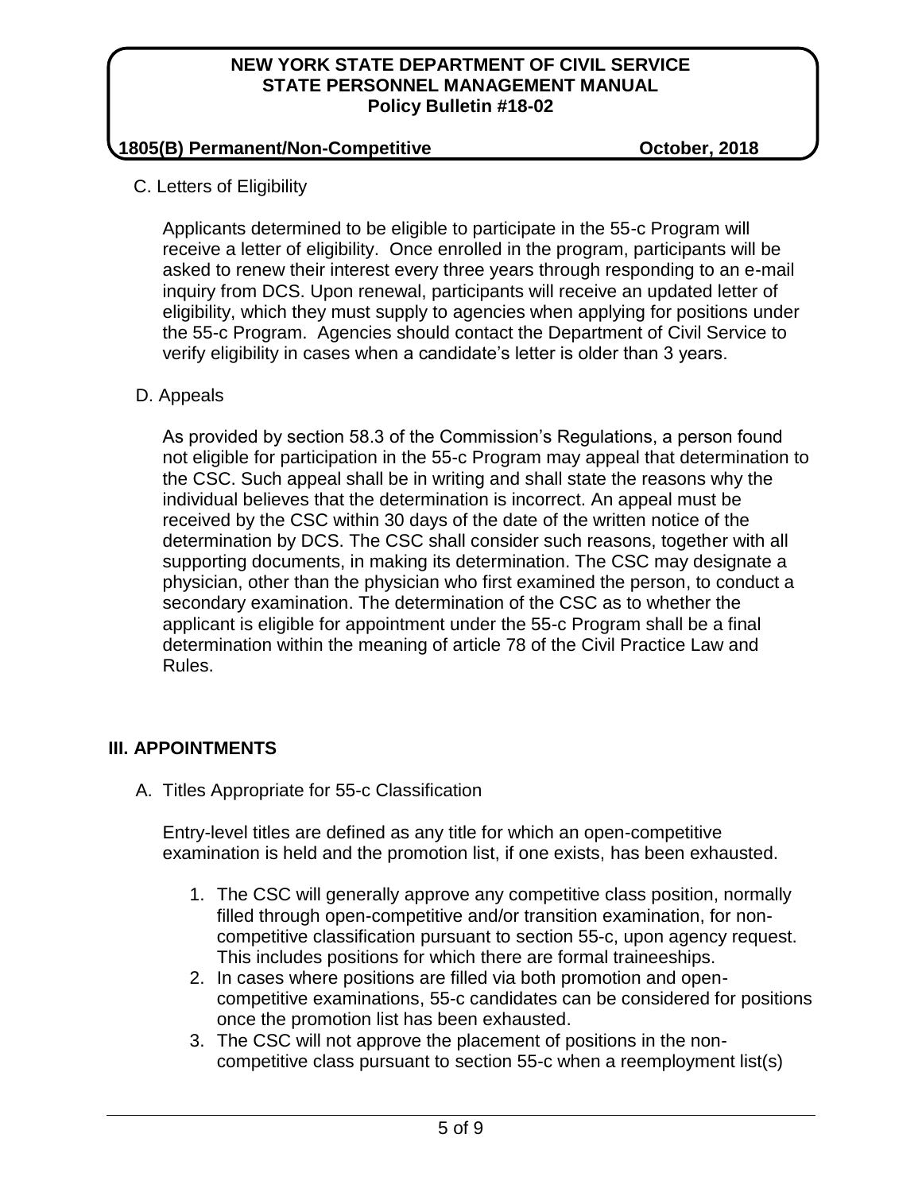C. Letters of Eligibility

Applicants determined to be eligible to participate in the 55-c Program will receive a letter of eligibility. Once enrolled in the program, participants will be asked to renew their interest every three years through responding to an e-mail inquiry from DCS. Upon renewal, participants will receive an updated letter of eligibility, which they must supply to agencies when applying for positions under the 55-c Program. Agencies should contact the Department of Civil Service to verify eligibility in cases when a candidate's letter is older than 3 years.

D. Appeals

As provided by section 58.3 of the Commission's Regulations, a person found not eligible for participation in the 55-c Program may appeal that determination to the CSC. Such appeal shall be in writing and shall state the reasons why the individual believes that the determination is incorrect. An appeal must be received by the CSC within 30 days of the date of the written notice of the determination by DCS. The CSC shall consider such reasons, together with all supporting documents, in making its determination. The CSC may designate a physician, other than the physician who first examined the person, to conduct a secondary examination. The determination of the CSC as to whether the applicant is eligible for appointment under the 55-c Program shall be a final determination within the meaning of article 78 of the Civil Practice Law and Rules.

## III. APPOINTMENTS

A. Titles Appropriate for 55-c Classification

Entry-level titles are defined as any title for which an open-competitive examination is held and the promotion list, if one exists, has been exhausted.

1. The CSC will generally approve any competitive class position, normally filled through open-competitive and/or transition examination, for non-competitive classification pursuant to section 55-c, upon agency request. This includes positions for which there are formal traineeships.
2. In cases where positions are filled via both promotion and open-competitive examinations, 55-c candidates can be considered for positions once the promotion list has been exhausted.
3. The CSC will not approve the placement of positions in the non-competitive class pursuant to section 55-c when a reemployment list(s)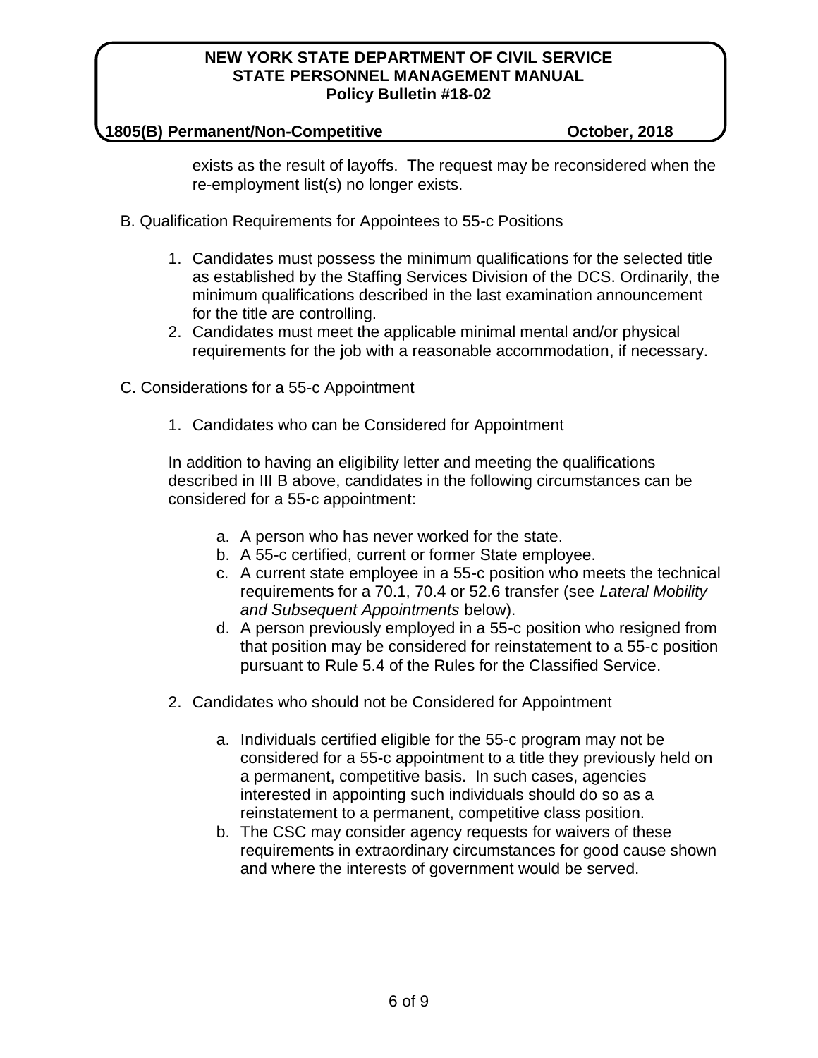exists as the result of layoffs. The request may be reconsidered when the re-employment list(s) no longer exists.

B. Qualification Requirements for Appointees to 55-c Positions

1. Candidates must possess the minimum qualifications for the selected title as established by the Staffing Services Division of the DCS. Ordinarily, the minimum qualifications described in the last examination announcement for the title are controlling.
2. Candidates must meet the applicable minimal mental and/or physical requirements for the job with a reasonable accommodation, if necessary.

C. Considerations for a 55-c Appointment

1. Candidates who can be Considered for Appointment

   In addition to having an eligibility letter and meeting the qualifications described in III B above, candidates in the following circumstances can be considered for a 55-c appointment:

   a. A person who has never worked for the state.
   b. A 55-c certified, current or former State employee.
   c. A current state employee in a 55-c position who meets the technical requirements for a 70.1, 70.4 or 52.6 transfer (see *Lateral Mobility and Subsequent Appointments* below).
   d. A person previously employed in a 55-c position who resigned from that position may be considered for reinstatement to a 55-c position pursuant to Rule 5.4 of the Rules for the Classified Service.

2. Candidates who should not be Considered for Appointment

   a. Individuals certified eligible for the 55-c program may not be considered for a 55-c appointment to a title they previously held on a permanent, competitive basis. In such cases, agencies interested in appointing such individuals should do so as a reinstatement to a permanent, competitive class position.
   b. The CSC may consider agency requests for waivers of these requirements in extraordinary circumstances for good cause shown and where the interests of government would be served.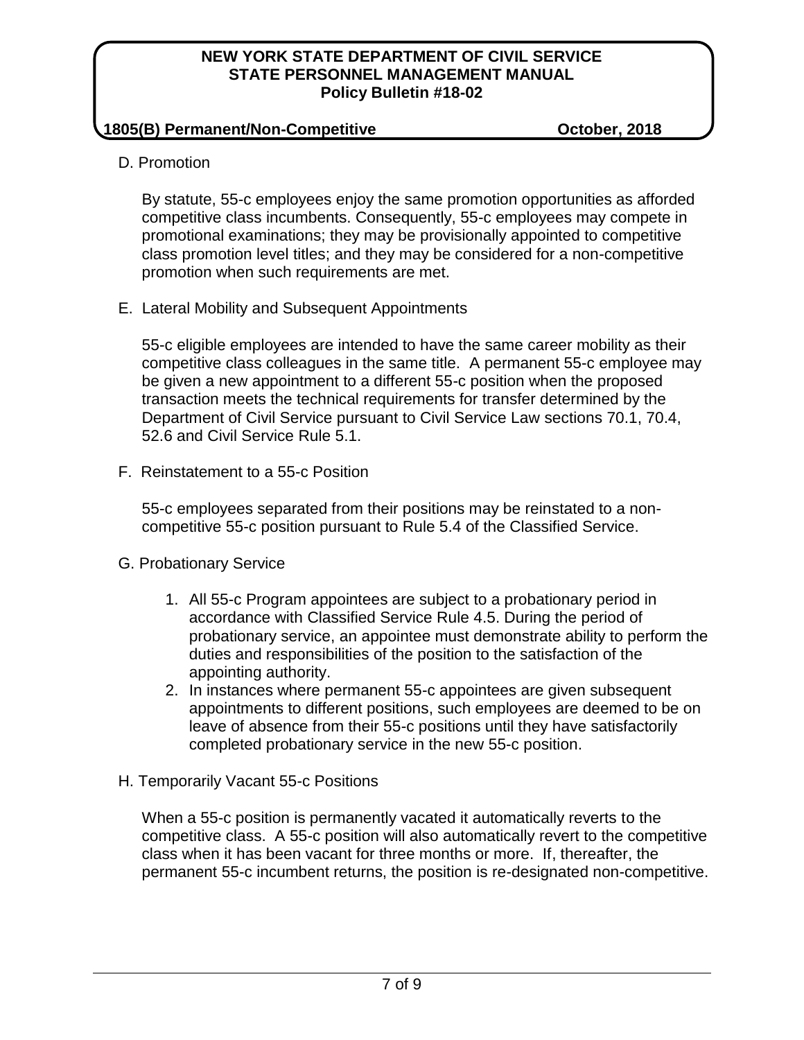D. Promotion

By statute, 55-c employees enjoy the same promotion opportunities as afforded competitive class incumbents. Consequently, 55-c employees may compete in promotional examinations; they may be provisionally appointed to competitive class promotion level titles; and they may be considered for a non-competitive promotion when such requirements are met.

E. Lateral Mobility and Subsequent Appointments

55-c eligible employees are intended to have the same career mobility as their competitive class colleagues in the same title. A permanent 55-c employee may be given a new appointment to a different 55-c position when the proposed transaction meets the technical requirements for transfer determined by the Department of Civil Service pursuant to Civil Service Law sections 70.1, 70.4, 52.6 and Civil Service Rule 5.1.

F. Reinstatement to a 55-c Position

55-c employees separated from their positions may be reinstated to a non-competitive 55-c position pursuant to Rule 5.4 of the Classified Service.

G. Probationary Service

1. All 55-c Program appointees are subject to a probationary period in accordance with Classified Service Rule 4.5. During the period of probationary service, an appointee must demonstrate ability to perform the duties and responsibilities of the position to the satisfaction of the appointing authority.
2. In instances where permanent 55-c appointees are given subsequent appointments to different positions, such employees are deemed to be on leave of absence from their 55-c positions until they have satisfactorily completed probationary service in the new 55-c position.

H. Temporarily Vacant 55-c Positions

When a 55-c position is permanently vacated it automatically reverts to the competitive class. A 55-c position will also automatically revert to the competitive class when it has been vacant for three months or more. If, thereafter, the permanent 55-c incumbent returns, the position is re-designated non-competitive.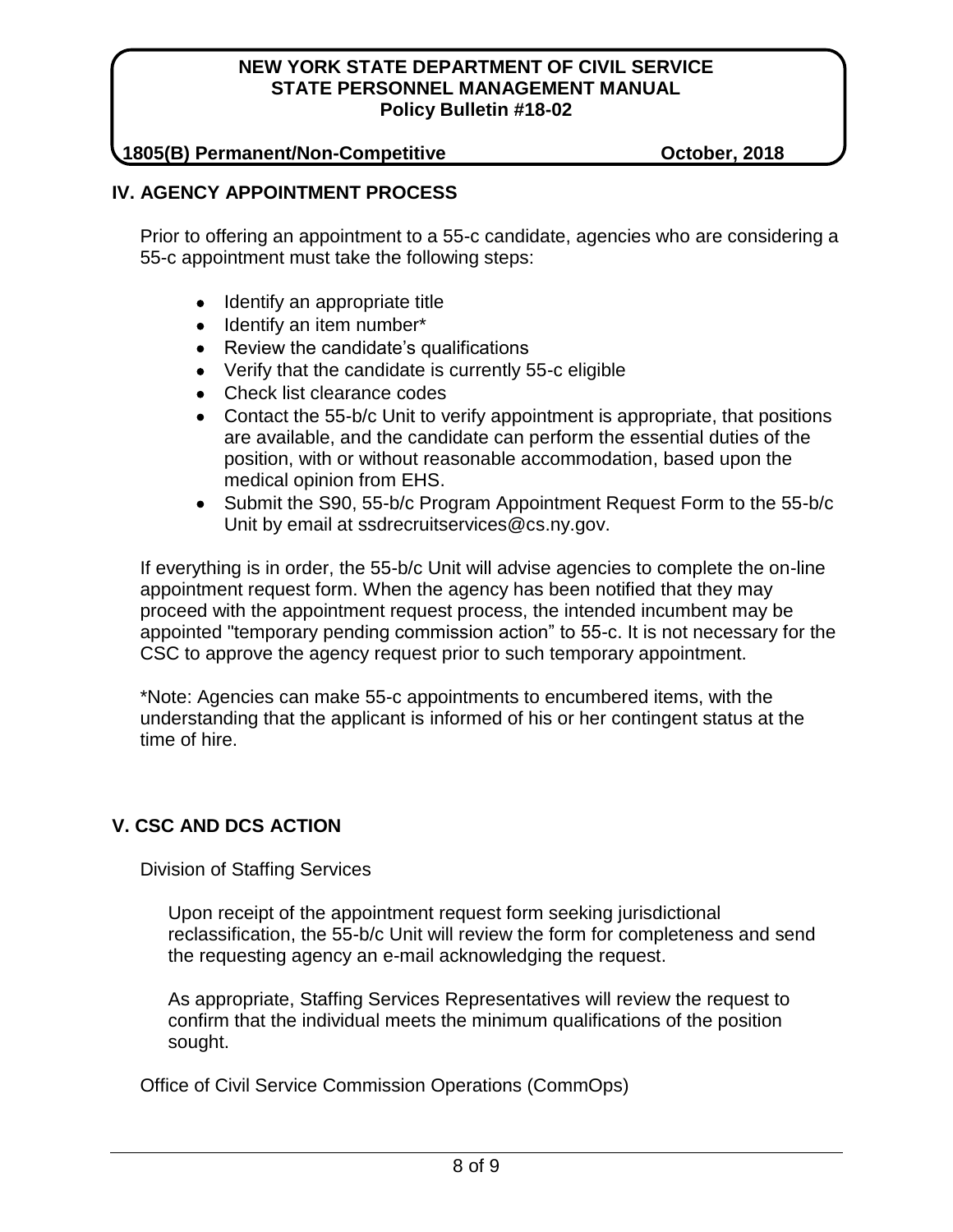## IV. AGENCY APPOINTMENT PROCESS

Prior to offering an appointment to a 55-c candidate, agencies who are considering a 55-c appointment must take the following steps:

- Identify an appropriate title
- Identify an item number*
- Review the candidate's qualifications
- Verify that the candidate is currently 55-c eligible
- Check list clearance codes
- Contact the 55-b/c Unit to verify appointment is appropriate, that positions are available, and the candidate can perform the essential duties of the position, with or without reasonable accommodation, based upon the medical opinion from EHS.
- Submit the S90, 55-b/c Program Appointment Request Form to the 55-b/c Unit by email at ssdrecruitservices@cs.ny.gov.

If everything is in order, the 55-b/c Unit will advise agencies to complete the on-line appointment request form. When the agency has been notified that they may proceed with the appointment request process, the intended incumbent may be appointed "temporary pending commission action" to 55-c. It is not necessary for the CSC to approve the agency request prior to such temporary appointment.

*Note: Agencies can make 55-c appointments to encumbered items, with the understanding that the applicant is informed of his or her contingent status at the time of hire.

## V. CSC AND DCS ACTION

Division of Staffing Services

Upon receipt of the appointment request form seeking jurisdictional reclassification, the 55-b/c Unit will review the form for completeness and send the requesting agency an e-mail acknowledging the request.

As appropriate, Staffing Services Representatives will review the request to confirm that the individual meets the minimum qualifications of the position sought.

Office of Civil Service Commission Operations (CommOps)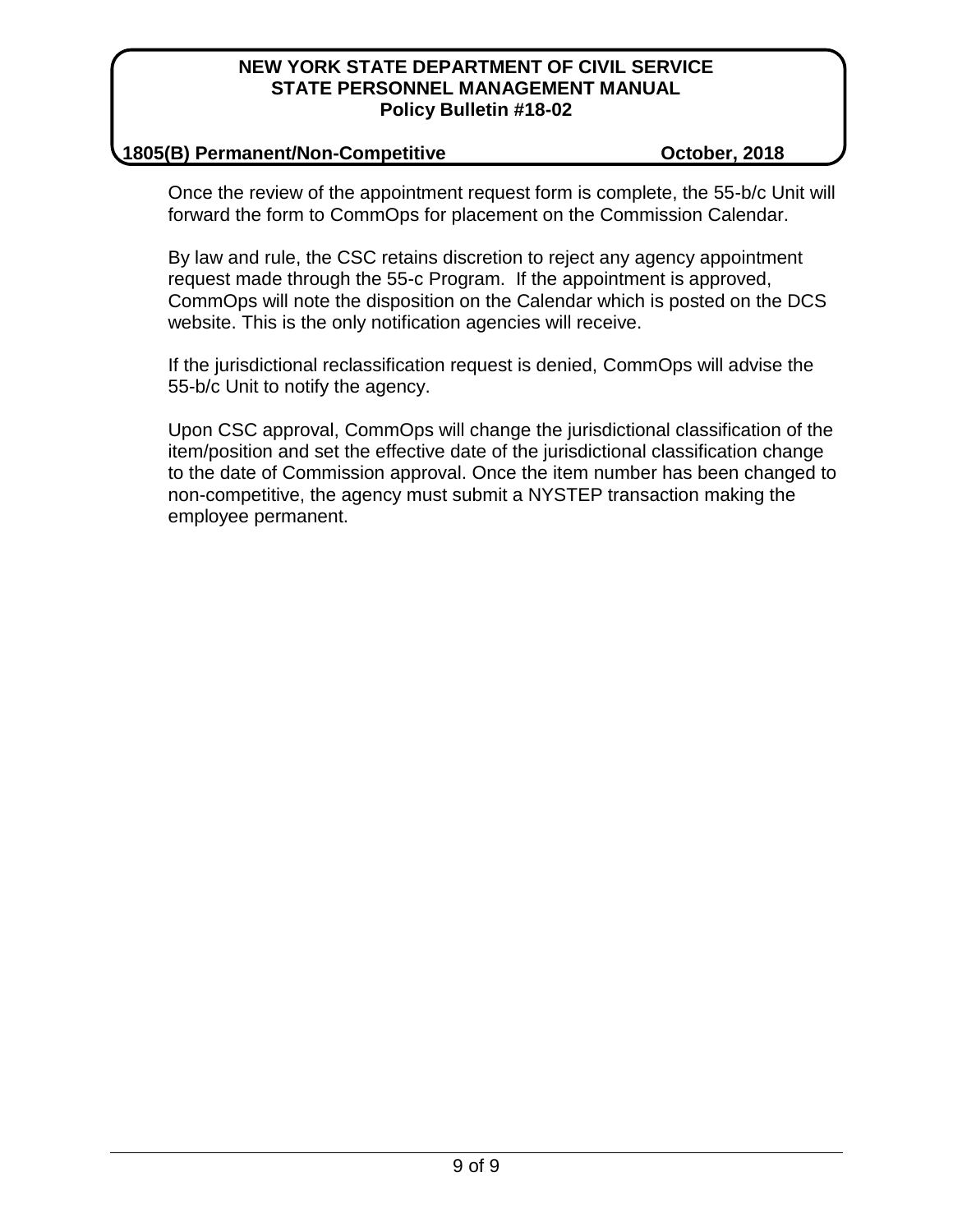Once the review of the appointment request form is complete, the 55-b/c Unit will forward the form to CommOps for placement on the Commission Calendar.

By law and rule, the CSC retains discretion to reject any agency appointment request made through the 55-c Program. If the appointment is approved, CommOps will note the disposition on the Calendar which is posted on the DCS website. This is the only notification agencies will receive.

If the jurisdictional reclassification request is denied, CommOps will advise the 55-b/c Unit to notify the agency.

Upon CSC approval, CommOps will change the jurisdictional classification of the item/position and set the effective date of the jurisdictional classification change to the date of Commission approval. Once the item number has been changed to non-competitive, the agency must submit a NYSTEP transaction making the employee permanent.